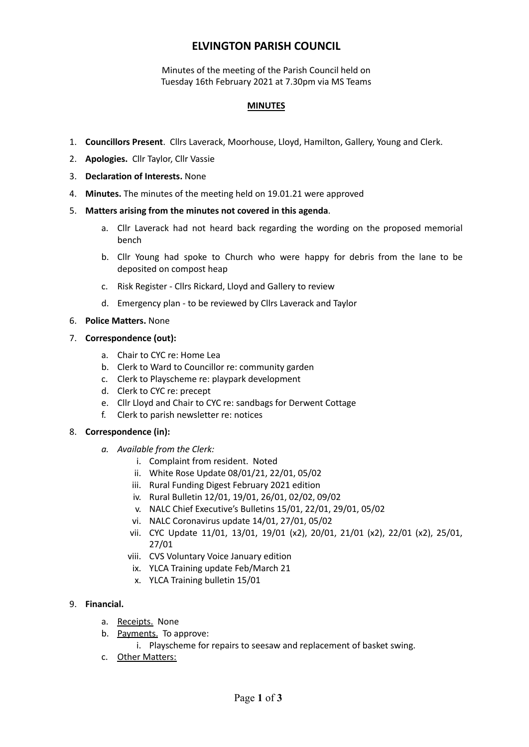# ELVINGTON PARISH COUNCIL

Minutes of the meeting of the Parish Council held on
Tuesday 16th February 2021 at 7.30pm via MS Teams

## MINUTES

1. **Councillors Present**. Cllrs Laverack, Moorhouse, Lloyd, Hamilton, Gallery, Young and Clerk.
2. **Apologies.** Cllr Taylor, Cllr Vassie
3. **Declaration of Interests.** None
4. **Minutes.** The minutes of the meeting held on 19.01.21 were approved
5. **Matters arising from the minutes not covered in this agenda**.
   a. Cllr Laverack had not heard back regarding the wording on the proposed memorial bench
   b. Cllr Young had spoke to Church who were happy for debris from the lane to be deposited on compost heap
   c. Risk Register - Cllrs Rickard, Lloyd and Gallery to review
   d. Emergency plan - to be reviewed by Cllrs Laverack and Taylor
6. **Police Matters.** None
7. **Correspondence (out):**
   a. Chair to CYC re: Home Lea
   b. Clerk to Ward to Councillor re: community garden
   c. Clerk to Playscheme re: playpark development
   d. Clerk to CYC re: precept
   e. Cllr Lloyd and Chair to CYC re: sandbags for Derwent Cottage
   f. Clerk to parish newsletter re: notices
8. **Correspondence (in):**
   a. *Available from the Clerk:*
      i. Complaint from resident. Noted
      ii. White Rose Update 08/01/21, 22/01, 05/02
      iii. Rural Funding Digest February 2021 edition
      iv. Rural Bulletin 12/01, 19/01, 26/01, 02/02, 09/02
      v. NALC Chief Executive's Bulletins 15/01, 22/01, 29/01, 05/02
      vi. NALC Coronavirus update 14/01, 27/01, 05/02
      vii. CYC Update 11/01, 13/01, 19/01 (x2), 20/01, 21/01 (x2), 22/01 (x2), 25/01, 27/01
      viii. CVS Voluntary Voice January edition
      ix. YLCA Training update Feb/March 21
      x. YLCA Training bulletin 15/01
9. **Financial.**
   a. Receipts. None
   b. Payments. To approve:
      i. Playscheme for repairs to seesaw and replacement of basket swing.
   c. Other Matters: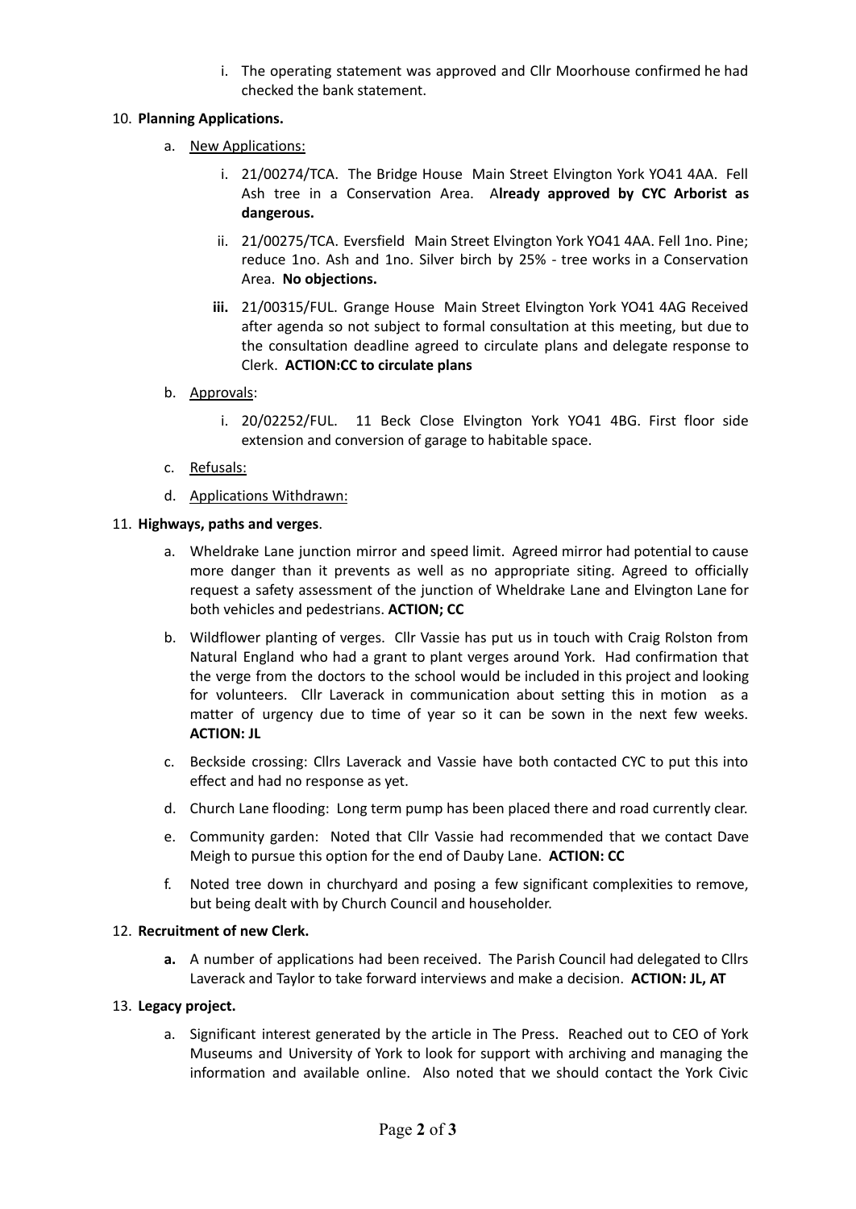i. The operating statement was approved and Cllr Moorhouse confirmed he had checked the bank statement.

10. **Planning Applications.**

    a. New Applications:

        i. 21/00274/TCA. The Bridge House Main Street Elvington York YO41 4AA. Fell Ash tree in a Conservation Area. A**lready approved by CYC Arborist as dangerous.**

        ii. 21/00275/TCA. Eversfield Main Street Elvington York YO41 4AA. Fell 1no. Pine; reduce 1no. Ash and 1no. Silver birch by 25% - tree works in a Conservation Area. **No objections.**

        **iii.** 21/00315/FUL. Grange House Main Street Elvington York YO41 4AG Received after agenda so not subject to formal consultation at this meeting, but due to the consultation deadline agreed to circulate plans and delegate response to Clerk. **ACTION:CC to circulate plans**

    b. Approvals:

        i. 20/02252/FUL. 11 Beck Close Elvington York YO41 4BG. First floor side extension and conversion of garage to habitable space.

    c. Refusals:

    d. Applications Withdrawn:

11. **Highways, paths and verges**.

    a. Wheldrake Lane junction mirror and speed limit. Agreed mirror had potential to cause more danger than it prevents as well as no appropriate siting. Agreed to officially request a safety assessment of the junction of Wheldrake Lane and Elvington Lane for both vehicles and pedestrians. **ACTION; CC**

    b. Wildflower planting of verges. Cllr Vassie has put us in touch with Craig Rolston from Natural England who had a grant to plant verges around York. Had confirmation that the verge from the doctors to the school would be included in this project and looking for volunteers. Cllr Laverack in communication about setting this in motion as a matter of urgency due to time of year so it can be sown in the next few weeks. **ACTION: JL**

    c. Beckside crossing: Cllrs Laverack and Vassie have both contacted CYC to put this into effect and had no response as yet.

    d. Church Lane flooding: Long term pump has been placed there and road currently clear.

    e. Community garden: Noted that Cllr Vassie had recommended that we contact Dave Meigh to pursue this option for the end of Dauby Lane. **ACTION: CC**

    f. Noted tree down in churchyard and posing a few significant complexities to remove, but being dealt with by Church Council and householder.

12. **Recruitment of new Clerk.**

    **a.** A number of applications had been received. The Parish Council had delegated to Cllrs Laverack and Taylor to take forward interviews and make a decision. **ACTION: JL, AT**

13. **Legacy project.**

    a. Significant interest generated by the article in The Press. Reached out to CEO of York Museums and University of York to look for support with archiving and managing the information and available online. Also noted that we should contact the York Civic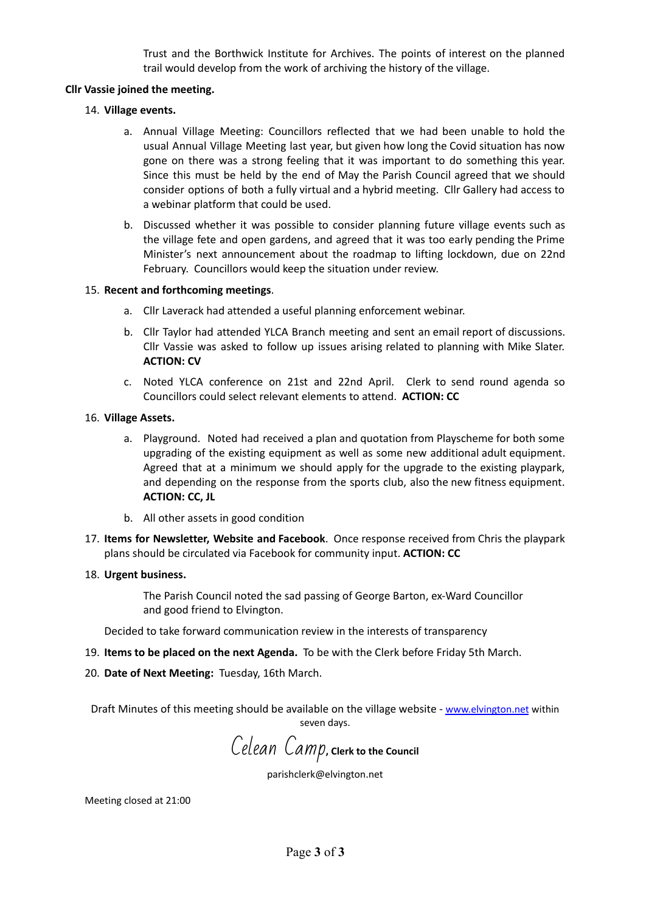Trust and the Borthwick Institute for Archives. The points of interest on the planned trail would develop from the work of archiving the history of the village.

**Cllr Vassie joined the meeting.**

14. **Village events.**

    a. Annual Village Meeting: Councillors reflected that we had been unable to hold the usual Annual Village Meeting last year, but given how long the Covid situation has now gone on there was a strong feeling that it was important to do something this year. Since this must be held by the end of May the Parish Council agreed that we should consider options of both a fully virtual and a hybrid meeting. Cllr Gallery had access to a webinar platform that could be used.

    b. Discussed whether it was possible to consider planning future village events such as the village fete and open gardens, and agreed that it was too early pending the Prime Minister's next announcement about the roadmap to lifting lockdown, due on 22nd February. Councillors would keep the situation under review.

15. **Recent and forthcoming meetings**.

    a. Cllr Laverack had attended a useful planning enforcement webinar.

    b. Cllr Taylor had attended YLCA Branch meeting and sent an email report of discussions. Cllr Vassie was asked to follow up issues arising related to planning with Mike Slater. **ACTION: CV**

    c. Noted YLCA conference on 21st and 22nd April. Clerk to send round agenda so Councillors could select relevant elements to attend. **ACTION: CC**

16. **Village Assets.**

    a. Playground. Noted had received a plan and quotation from Playscheme for both some upgrading of the existing equipment as well as some new additional adult equipment. Agreed that at a minimum we should apply for the upgrade to the existing playpark, and depending on the response from the sports club, also the new fitness equipment. **ACTION: CC, JL**

    b. All other assets in good condition

17. **Items for Newsletter, Website and Facebook**. Once response received from Chris the playpark plans should be circulated via Facebook for community input. **ACTION: CC**

18. **Urgent business.**

    The Parish Council noted the sad passing of George Barton, ex-Ward Councillor and good friend to Elvington.

    Decided to take forward communication review in the interests of transparency

19. **Items to be placed on the next Agenda.** To be with the Clerk before Friday 5th March.

20. **Date of Next Meeting:** Tuesday, 16th March.

Draft Minutes of this meeting should be available on the village website - www.elvington.net within seven days.

Celean Camp, **Clerk to the Council**

parishclerk@elvington.net

Meeting closed at 21:00